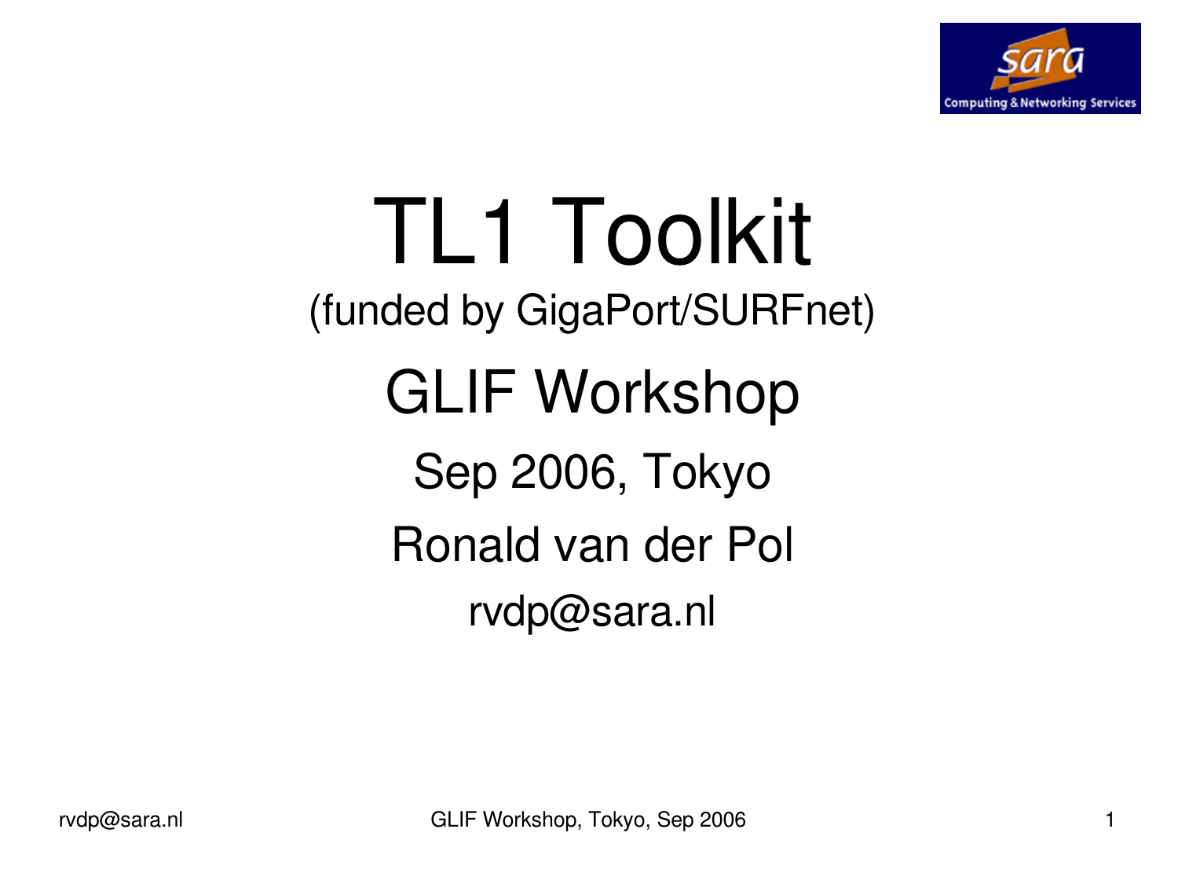# TL1 Toolkit

(funded by GigaPort/SURFnet)

## GLIF Workshop

Sep 2006, Tokyo

Ronald van der Pol

rvdp@sara.nl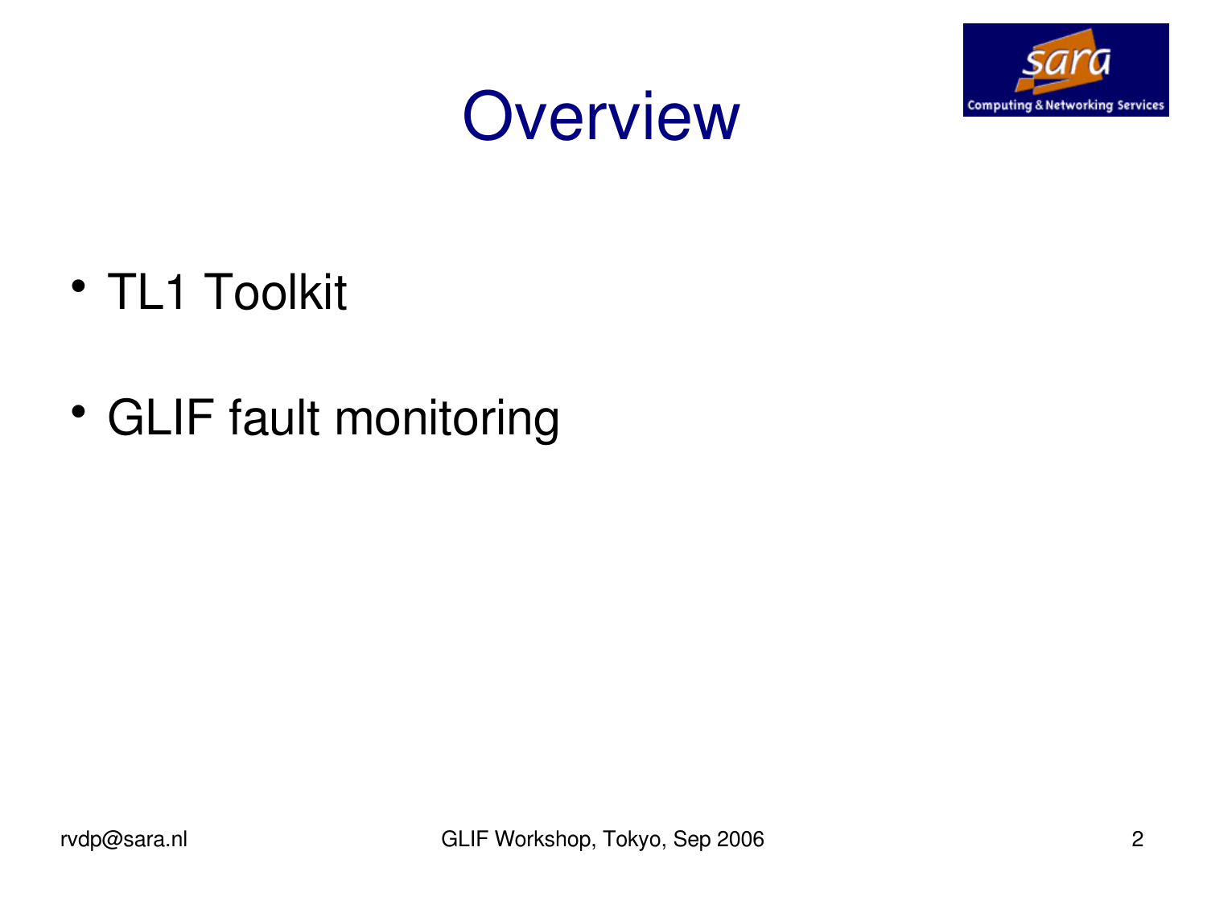# Overview

- TL1 Toolkit
- GLIF fault monitoring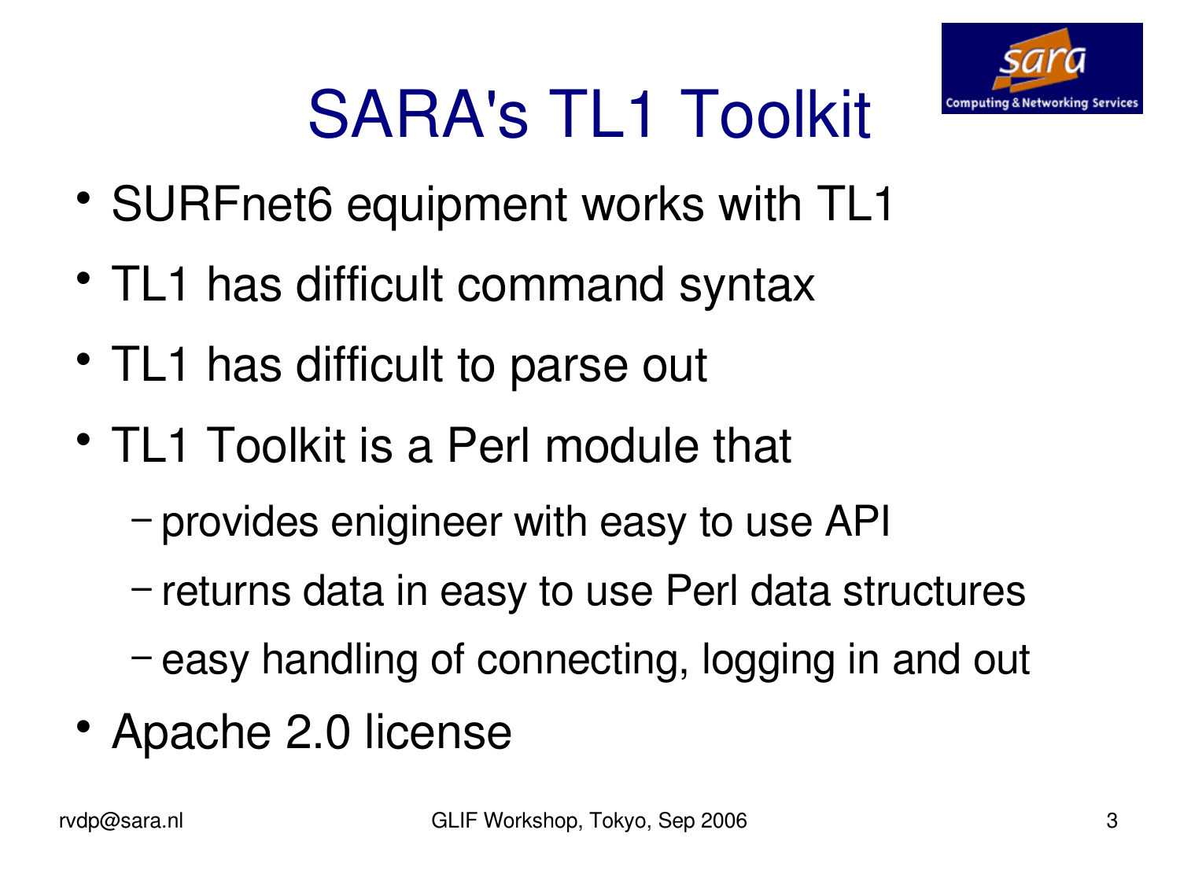# SARA's TL1 Toolkit

- SURFnet6 equipment works with TL1
- TL1 has difficult command syntax
- TL1 has difficult to parse out
- TL1 Toolkit is a Perl module that
  - provides enigineer with easy to use API
  - returns data in easy to use Perl data structures
  - easy handling of connecting, logging in and out
- Apache 2.0 license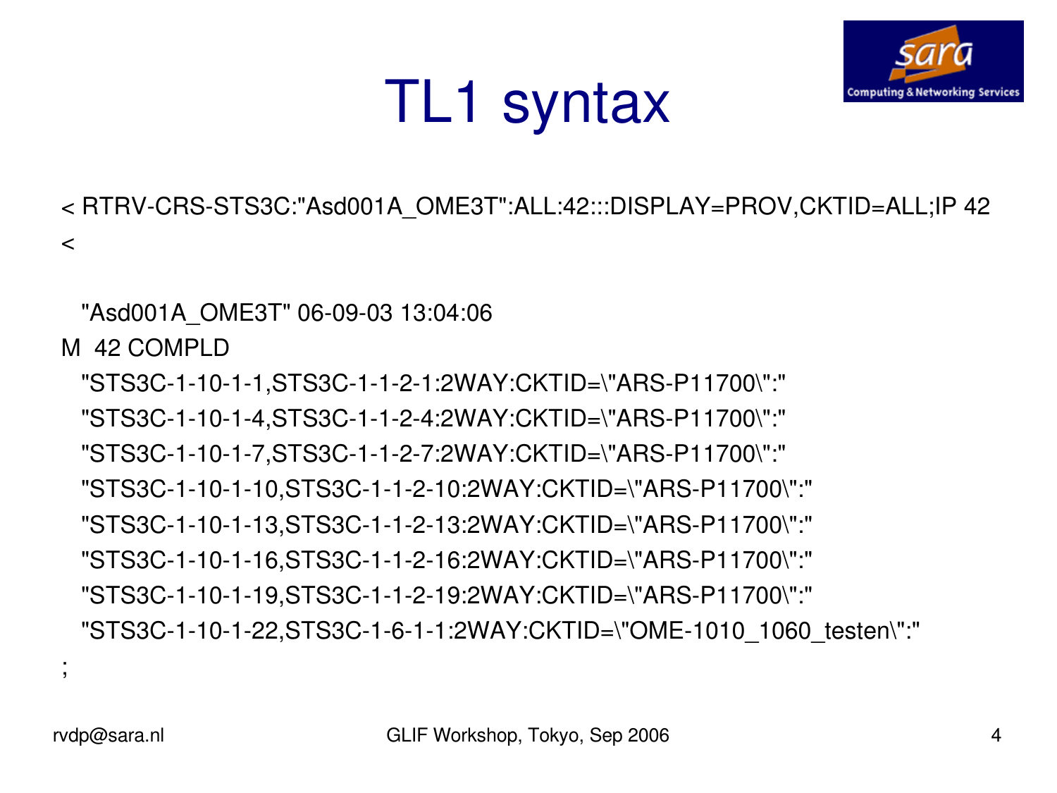# TL1 syntax

```
< RTRV-CRS-STS3C:"Asd001A_OME3T":ALL:42:::DISPLAY=PROV,CKTID=ALL;IP 42
<

   "Asd001A_OME3T" 06-09-03 13:04:06
M  42 COMPLD
   "STS3C-1-10-1-1,STS3C-1-1-2-1:2WAY:CKTID=\"ARS-P11700\":"
   "STS3C-1-10-1-4,STS3C-1-1-2-4:2WAY:CKTID=\"ARS-P11700\":"
   "STS3C-1-10-1-7,STS3C-1-1-2-7:2WAY:CKTID=\"ARS-P11700\":"
   "STS3C-1-10-1-10,STS3C-1-1-2-10:2WAY:CKTID=\"ARS-P11700\":"
   "STS3C-1-10-1-13,STS3C-1-1-2-13:2WAY:CKTID=\"ARS-P11700\":"
   "STS3C-1-10-1-16,STS3C-1-1-2-16:2WAY:CKTID=\"ARS-P11700\":"
   "STS3C-1-10-1-19,STS3C-1-1-2-19:2WAY:CKTID=\"ARS-P11700\":"
   "STS3C-1-10-1-22,STS3C-1-6-1-1:2WAY:CKTID=\"OME-1010_1060_testen\":"
;
```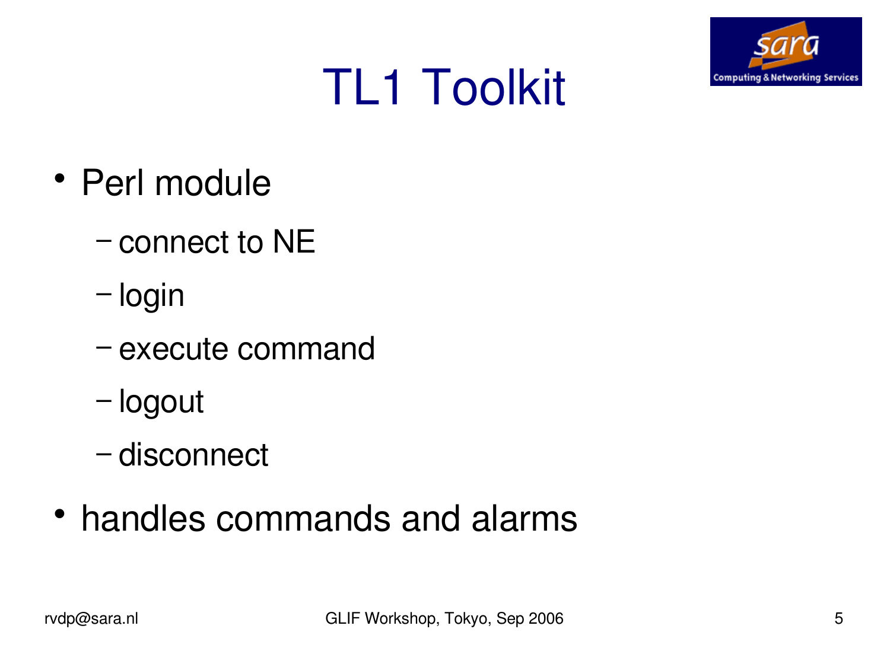# TL1 Toolkit

- Perl module
  - connect to NE
  - login
  - execute command
  - logout
  - disconnect
- handles commands and alarms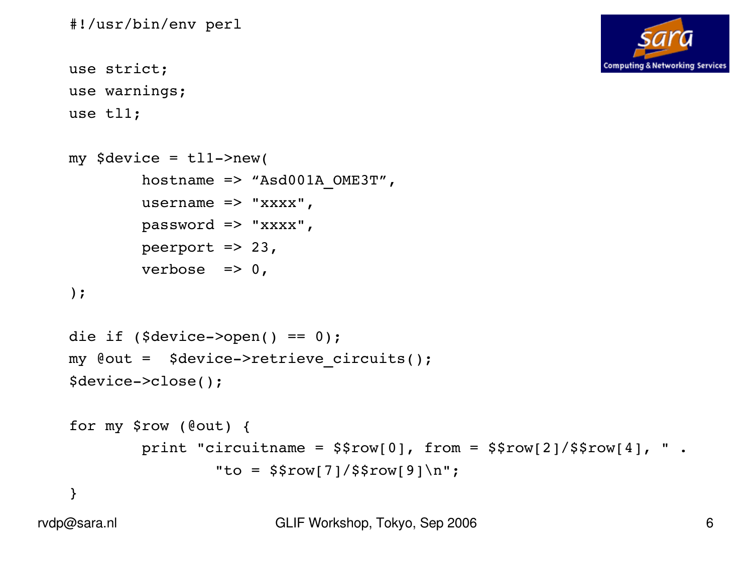```perl
#!/usr/bin/env perl

use strict;
use warnings;
use tl1;

my $device = tl1->new(
        hostname => “Asd001A_OME3T”,
        username => "xxxx",
        password => "xxxx",
        peerport => 23,
        verbose  => 0,
);

die if ($device->open() == 0);
my @out =  $device->retrieve_circuits();
$device->close();

for my $row (@out) {
        print "circuitname = $$row[0], from = $$row[2]/$$row[4], " .
                "to = $$row[7]/$$row[9]\n";
}
```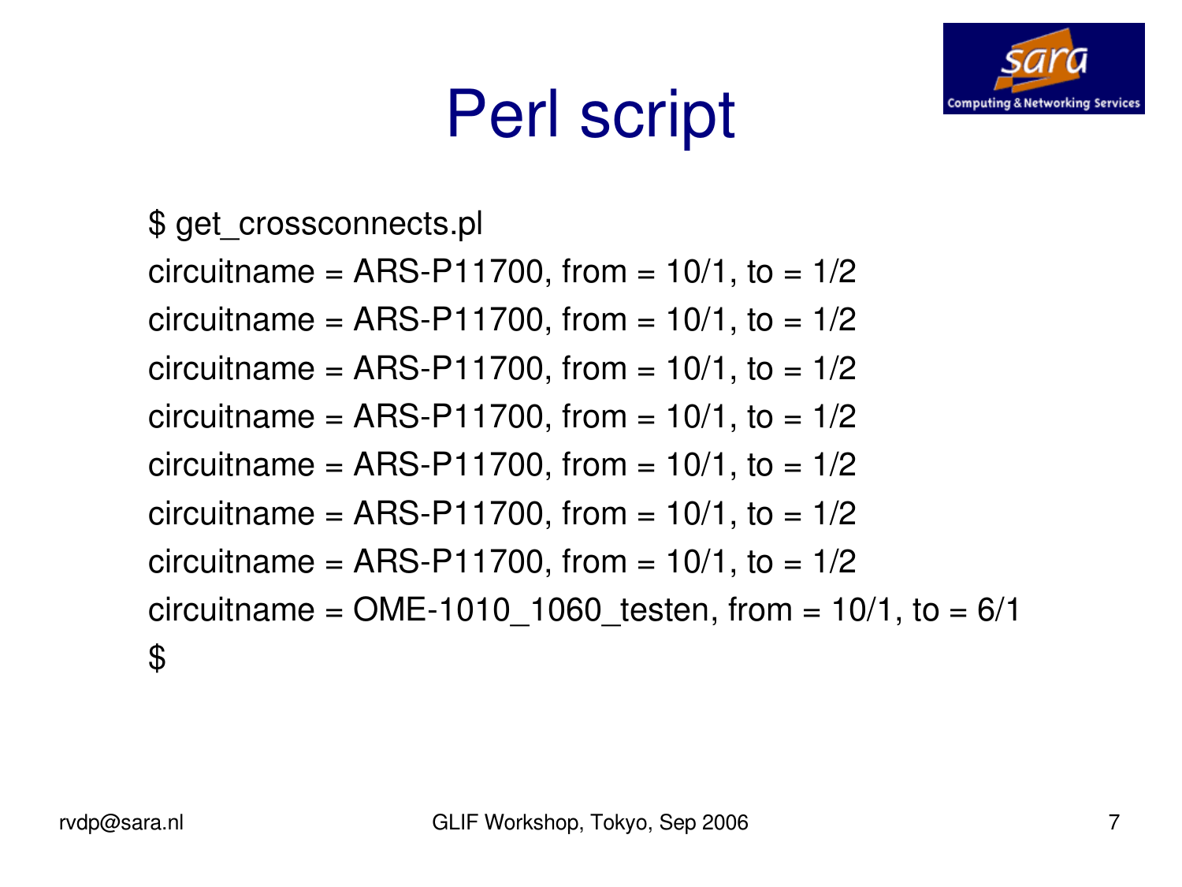# Perl script

```
$ get_crossconnects.pl
circuitname = ARS-P11700, from = 10/1, to = 1/2
circuitname = ARS-P11700, from = 10/1, to = 1/2
circuitname = ARS-P11700, from = 10/1, to = 1/2
circuitname = ARS-P11700, from = 10/1, to = 1/2
circuitname = ARS-P11700, from = 10/1, to = 1/2
circuitname = ARS-P11700, from = 10/1, to = 1/2
circuitname = ARS-P11700, from = 10/1, to = 1/2
circuitname = OME-1010_1060_testen, from = 10/1, to = 6/1
$
```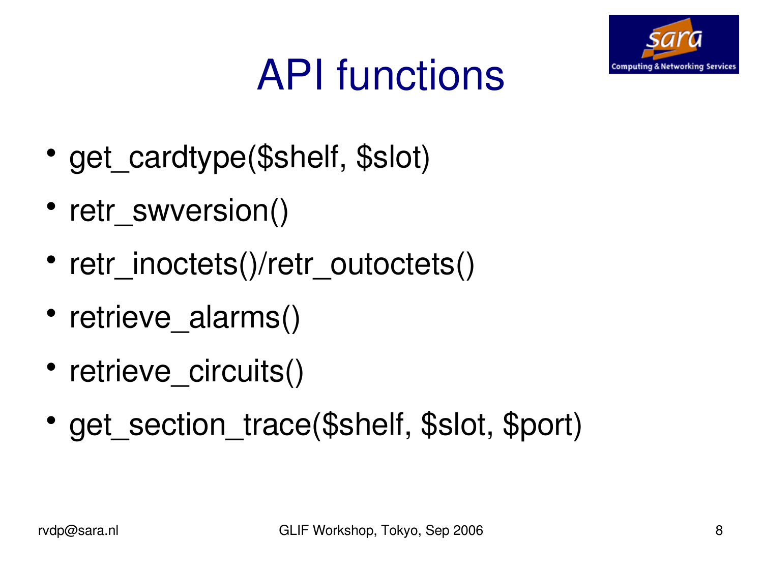# API functions

- get_cardtype($shelf, $slot)
- retr_swversion()
- retr_inoctets()/retr_outoctets()
- retrieve_alarms()
- retrieve_circuits()
- get_section_trace($shelf, $slot, $port)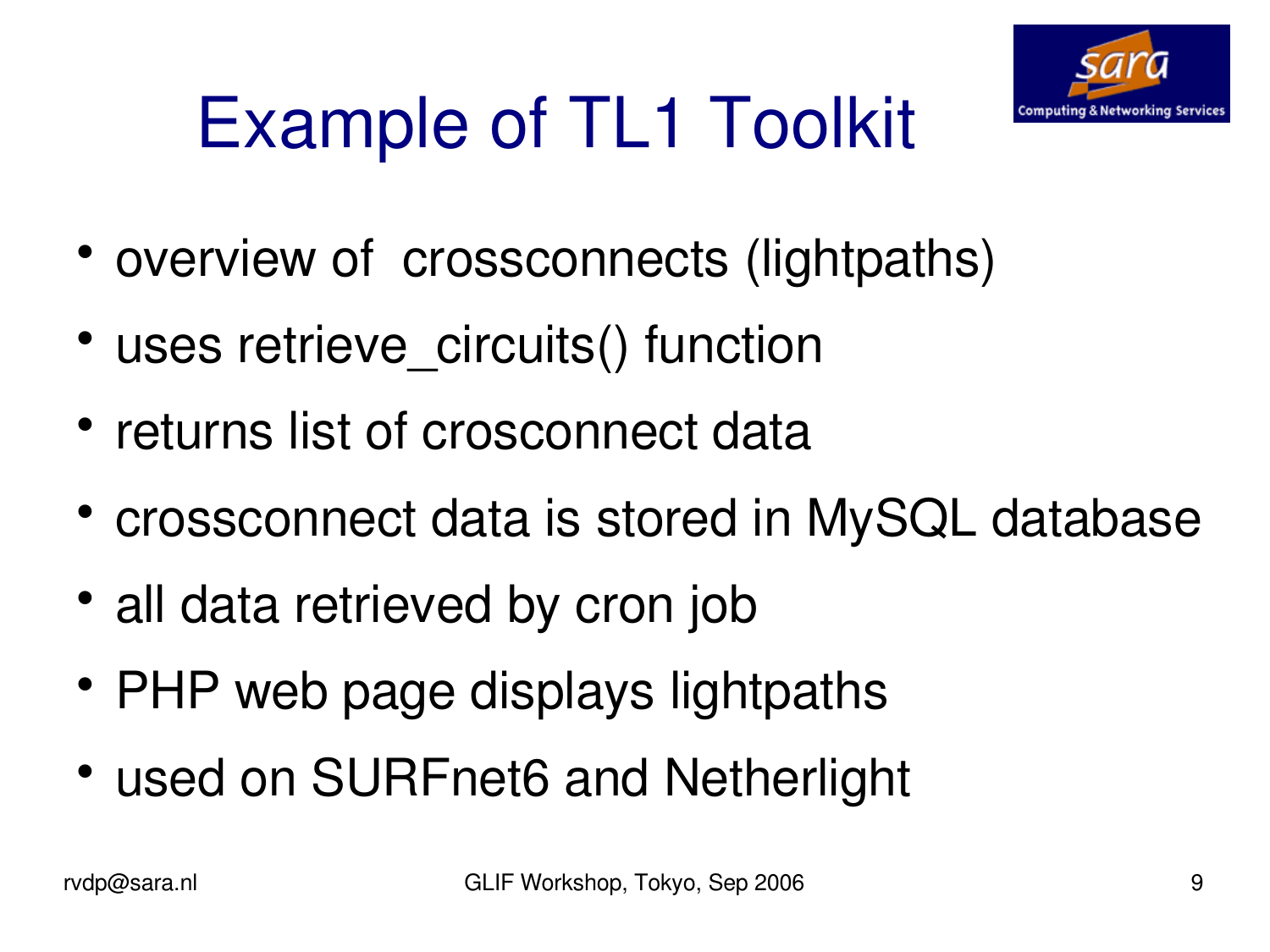# Example of TL1 Toolkit

- overview of crossconnects (lightpaths)
- uses retrieve_circuits() function
- returns list of crosconnect data
- crossconnect data is stored in MySQL database
- all data retrieved by cron job
- PHP web page displays lightpaths
- used on SURFnet6 and Netherlight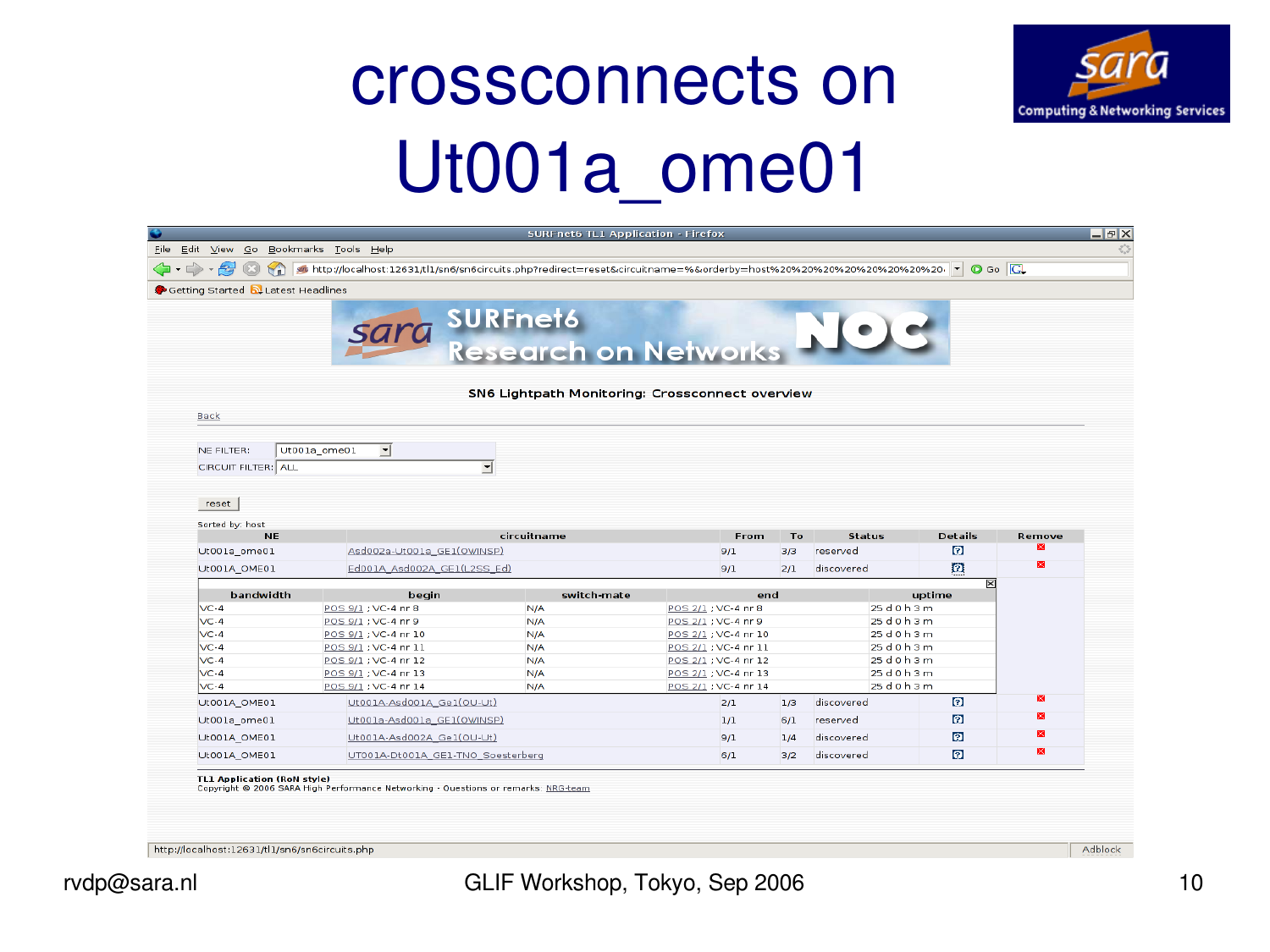# crossconnects on Ut001a_ome01

SURFnet6 TL1 Application - Firefox

File Edit View Go Bookmarks Tools Help

http://localhost:12631/tl1/sn6/sn6circuits.php?redirect=reset&circuitname=%&orderby=host%20%20%20%20%20%20%20%20

Getting Started | Latest Headlines

sara SURFnet6 Research on Networks NOC

**SN6 Lightpath Monitoring: Crossconnect overview**

Back

NE FILTER: Ut001a_ome01

CIRCUIT FILTER: ALL

reset

Sorted by: host

| NE | circuitname | From | To | Status | Details | Remove |
|---|---|---|---|---|---|---|
| Ut001a_ome01 | Asd002a-Ut001a_GE1(OWINSP) | 9/1 | 3/3 | reserved | | |
| Ut001A_OME01 | Ed001A_Asd002A_GE1(L2SS_Ed) | 9/1 | 2/1 | discovered | | |

| bandwidth | begin | switch-mate | end | uptime |
|---|---|---|---|---|
| VC-4 | POS 9/1 ; VC-4 nr 8 | N/A | POS 2/1 ; VC-4 nr 8 | 25 d 0 h 3 m |
| VC-4 | POS 9/1 ; VC-4 nr 9 | N/A | POS 2/1 ; VC-4 nr 9 | 25 d 0 h 3 m |
| VC-4 | POS 9/1 ; VC-4 nr 10 | N/A | POS 2/1 ; VC-4 nr 10 | 25 d 0 h 3 m |
| VC-4 | POS 9/1 ; VC-4 nr 11 | N/A | POS 2/1 ; VC-4 nr 11 | 25 d 0 h 3 m |
| VC-4 | POS 9/1 ; VC-4 nr 12 | N/A | POS 2/1 ; VC-4 nr 12 | 25 d 0 h 3 m |
| VC-4 | POS 9/1 ; VC-4 nr 13 | N/A | POS 2/1 ; VC-4 nr 13 | 25 d 0 h 3 m |
| VC-4 | POS 9/1 ; VC-4 nr 14 | N/A | POS 2/1 ; VC-4 nr 14 | 25 d 0 h 3 m |

| NE | circuitname | From | To | Status | Details | Remove |
|---|---|---|---|---|---|---|
| Ut001A_OME01 | Ut001A-Asd001A_Ge1(OU-Ut) | 2/1 | 1/3 | discovered | | |
| Ut001a_ome01 | Ut001a-Asd001a_GE1(OWINSP) | 1/1 | 6/1 | reserved | | |
| Ut001A_OME01 | Ut001A-Asd002A_Ge1(OU-Ut) | 9/1 | 1/4 | discovered | | |
| Ut001A_OME01 | UT001A-Dt001A_GE1-TNO_Soesterberg | 6/1 | 3/2 | discovered | | |

**TL1 Application (RoN style)**
Copyright © 2006 SARA High Performance Networking - Questions or remarks: NRG-team

http://localhost:12631/tl1/sn6/sn6circuits.php

Adblock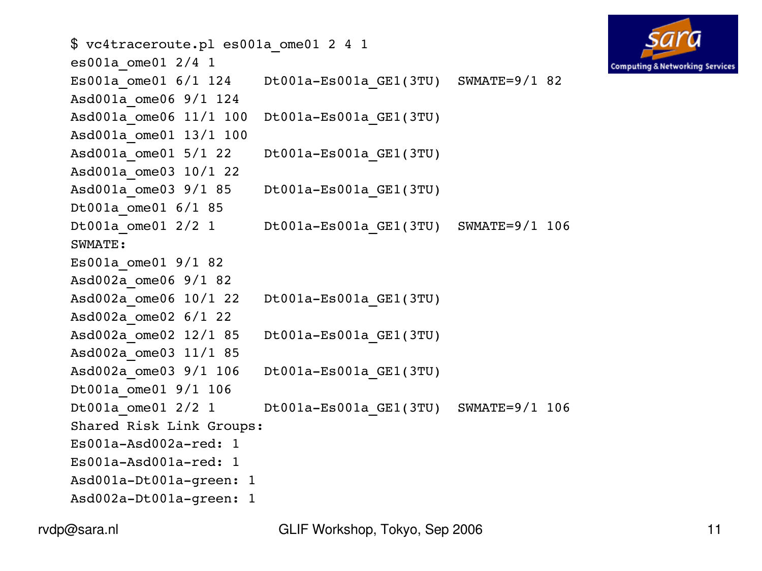```
$ vc4traceroute.pl es001a_ome01 2 4 1
es001a_ome01 2/4 1
Es001a_ome01 6/1 124    Dt001a-Es001a_GE1(3TU)  SWMATE=9/1 82
Asd001a_ome06 9/1 124
Asd001a_ome06 11/1 100  Dt001a-Es001a_GE1(3TU)
Asd001a_ome01 13/1 100
Asd001a_ome01 5/1 22    Dt001a-Es001a_GE1(3TU)
Asd001a_ome03 10/1 22
Asd001a_ome03 9/1 85    Dt001a-Es001a_GE1(3TU)
Dt001a_ome01 6/1 85
Dt001a_ome01 2/2 1      Dt001a-Es001a_GE1(3TU)  SWMATE=9/1 106
SWMATE:
Es001a_ome01 9/1 82
Asd002a_ome06 9/1 82
Asd002a_ome06 10/1 22   Dt001a-Es001a_GE1(3TU)
Asd002a_ome02 6/1 22
Asd002a_ome02 12/1 85   Dt001a-Es001a_GE1(3TU)
Asd002a_ome03 11/1 85
Asd002a_ome03 9/1 106   Dt001a-Es001a_GE1(3TU)
Dt001a_ome01 9/1 106
Dt001a_ome01 2/2 1      Dt001a-Es001a_GE1(3TU)  SWMATE=9/1 106
Shared Risk Link Groups:
Es001a-Asd002a-red: 1
Es001a-Asd001a-red: 1
Asd001a-Dt001a-green: 1
Asd002a-Dt001a-green: 1
```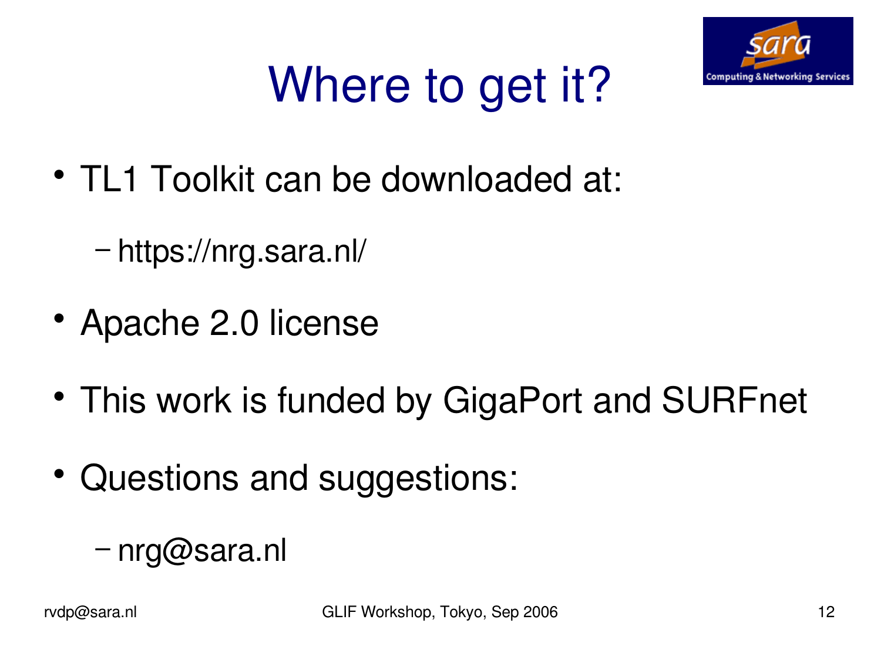# Where to get it?

- TL1 Toolkit can be downloaded at:
  - https://nrg.sara.nl/
- Apache 2.0 license
- This work is funded by GigaPort and SURFnet
- Questions and suggestions:
  - nrg@sara.nl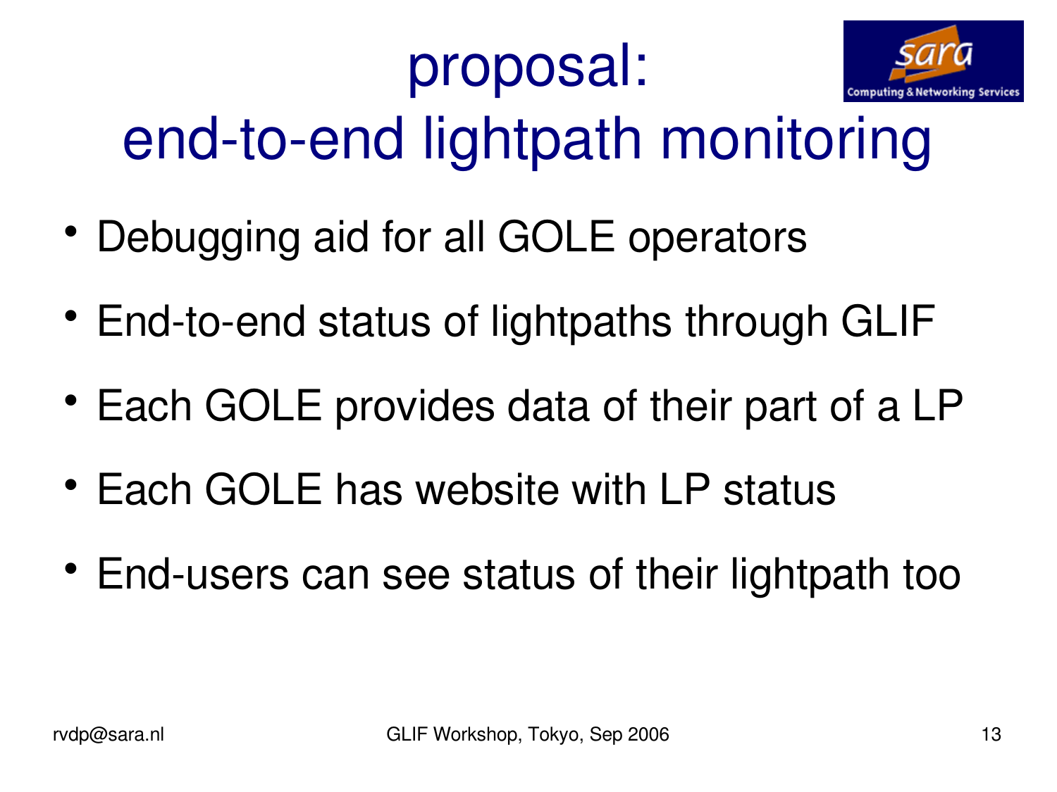# proposal: end-to-end lightpath monitoring

- Debugging aid for all GOLE operators
- End-to-end status of lightpaths through GLIF
- Each GOLE provides data of their part of a LP
- Each GOLE has website with LP status
- End-users can see status of their lightpath too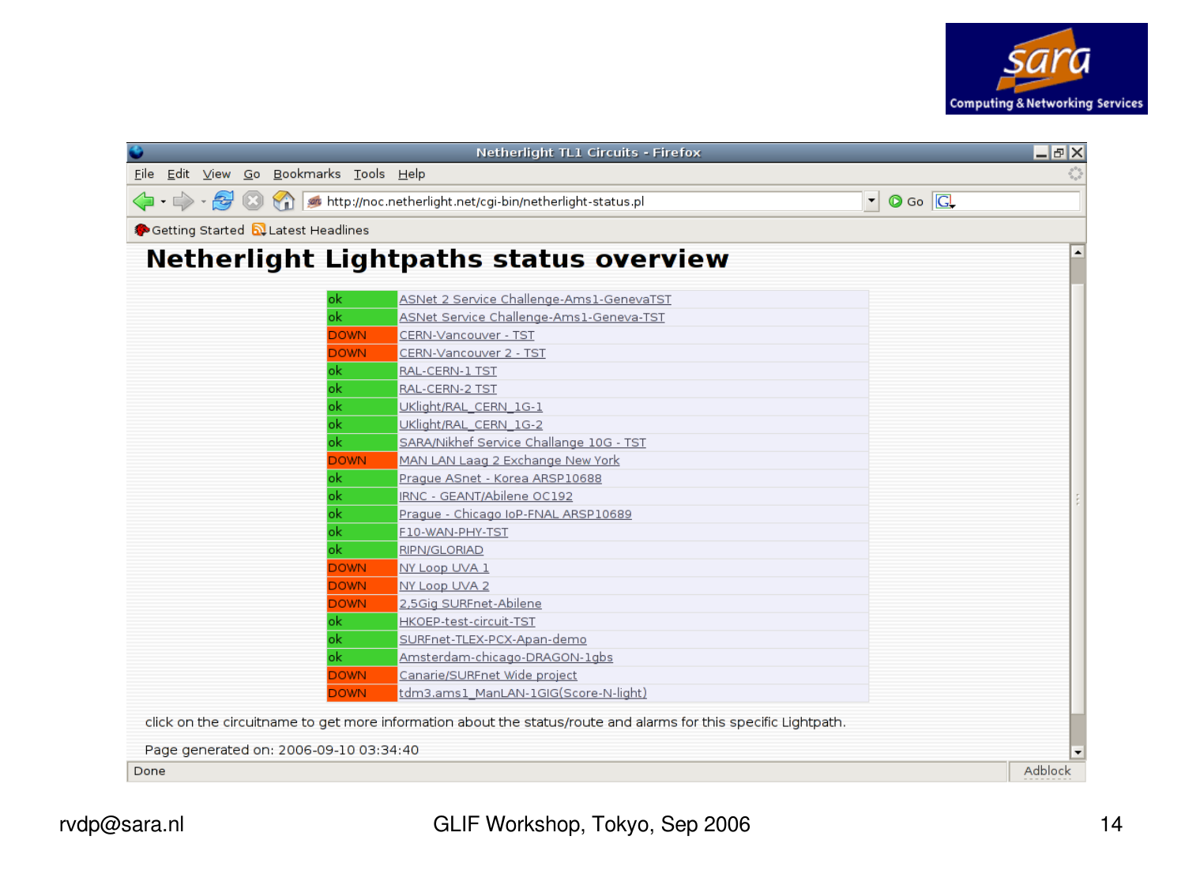# Netherlight Lightpaths status overview

| Status | Lightpath |
|---|---|
| ok | ASNet 2 Service Challenge-Ams1-GenevaTST |
| ok | ASNet Service Challenge-Ams1-Geneva-TST |
| DOWN | CERN-Vancouver - TST |
| DOWN | CERN-Vancouver 2 - TST |
| ok | RAL-CERN-1 TST |
| ok | RAL-CERN-2 TST |
| ok | UKlight/RAL_CERN_1G-1 |
| ok | UKlight/RAL_CERN_1G-2 |
| ok | SARA/Nikhef Service Challange 10G - TST |
| DOWN | MAN LAN Laag 2 Exchange New York |
| ok | Prague ASnet - Korea ARSP10688 |
| ok | IRNC - GEANT/Abilene OC192 |
| ok | Prague - Chicago IoP-FNAL ARSP10689 |
| ok | F10-WAN-PHY-TST |
| ok | RIPN/GLORIAD |
| DOWN | NY Loop UVA 1 |
| DOWN | NY Loop UVA 2 |
| DOWN | 2,5Gig SURFnet-Abilene |
| ok | HKOEP-test-circuit-TST |
| ok | SURFnet-TLEX-PCX-Apan-demo |
| ok | Amsterdam-chicago-DRAGON-1gbs |
| DOWN | Canarie/SURFnet Wide project |
| DOWN | tdm3.ams1_ManLAN-1GIG(Score-N-light) |

click on the circuitname to get more information about the status/route and alarms for this specific Lightpath.

Page generated on: 2006-09-10 03:34:40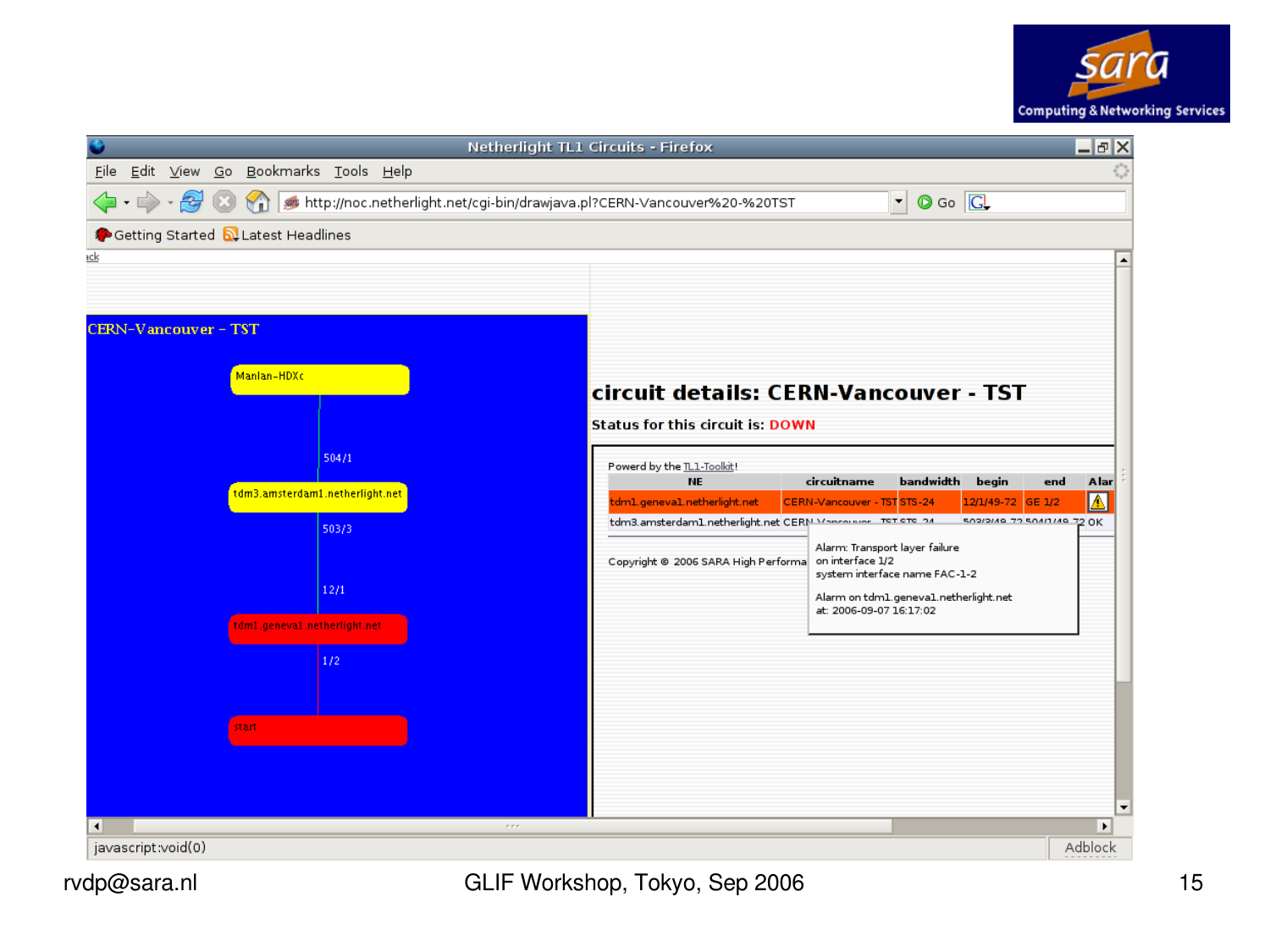# Netherlight TL1 Circuits - Firefox

http://noc.netherlight.net/cgi-bin/drawjava.pl?CERN-Vancouver%20-%20TST

## CERN-Vancouver - TST

Manlan-HDXc

504/1

tdm3.amsterdam1.netherlight.net

503/3

12/1

tdm1.geneva1.netherlight.net

1/2

start

## circuit details: CERN-Vancouver - TST

**Status for this circuit is: DOWN**

Powerd by the TL1-Toolkit!

| NE | circuitname | bandwidth | begin | end | Alar |
|---|---|---|---|---|---|
| tdm1.geneva1.netherlight.net | CERN-Vancouver - TST | STS-24 | 12/1/49-72 | GE 1/2 | ⚠ |
| tdm3.amsterdam1.netherlight.net | CERN-Vancouver - TST | STS-24 | 503/3/49-72 | 504/1/49-72 | OK |

Copyright © 2006 SARA High Performa

Alarm: Transport layer failure
on interface 1/2
system interface name FAC-1-2

Alarm on tdm1.geneva1.netherlight.net
at: 2006-09-07 16:17:02

javascript:void(0)

rvdp@sara.nl

GLIF Workshop, Tokyo, Sep 2006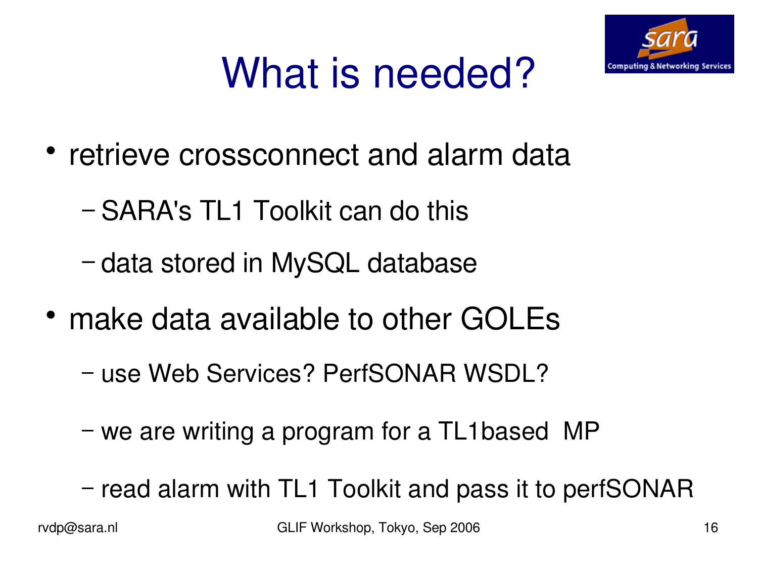# What is needed?

- retrieve crossconnect and alarm data
  - SARA's TL1 Toolkit can do this
  - data stored in MySQL database
- make data available to other GOLEs
  - use Web Services? PerfSONAR WSDL?
  - we are writing a program for a TL1based MP
  - read alarm with TL1 Toolkit and pass it to perfSONAR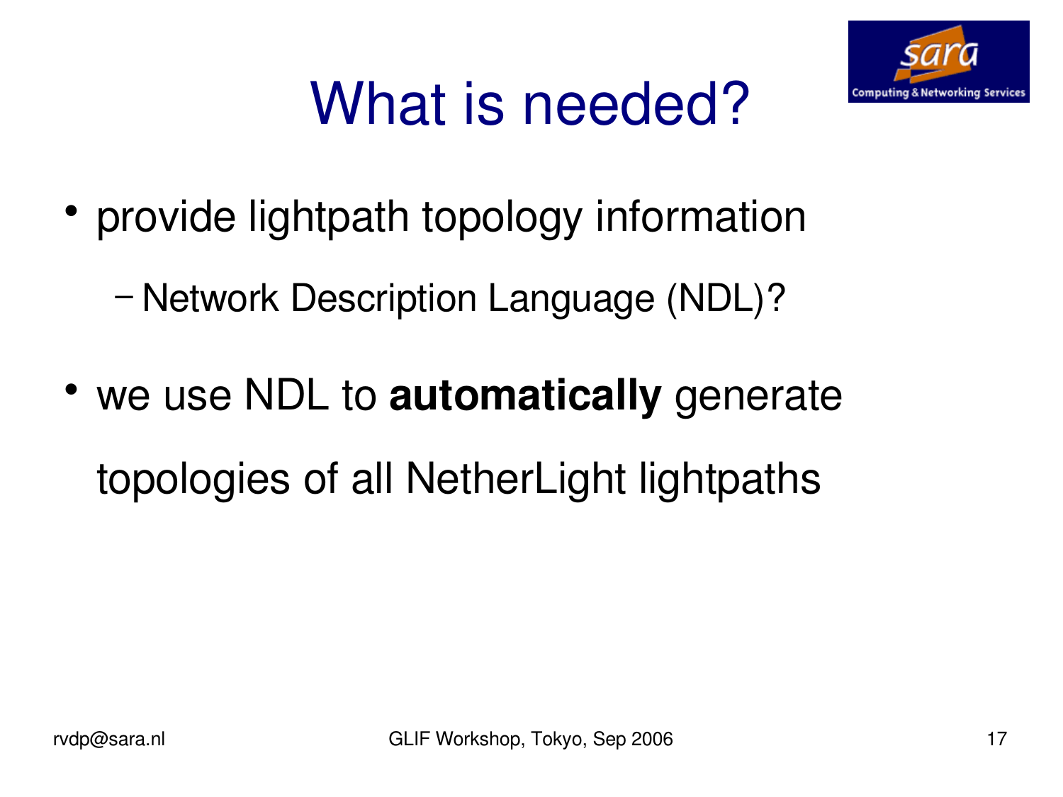# What is needed?

- provide lightpath topology information
  - Network Description Language (NDL)?
- we use NDL to **automatically** generate topologies of all NetherLight lightpaths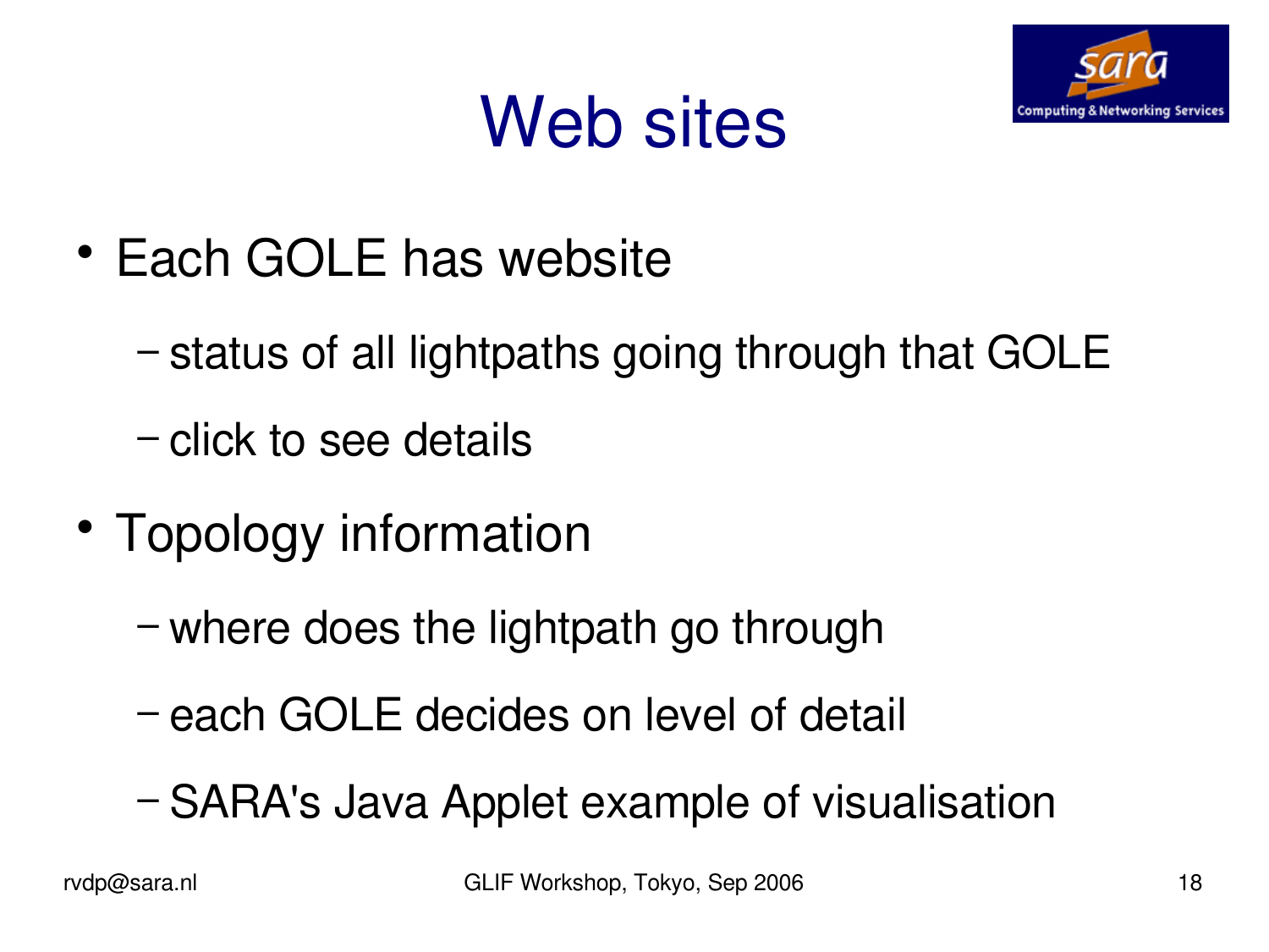# Web sites

- Each GOLE has website
  - status of all lightpaths going through that GOLE
  - click to see details
- Topology information
  - where does the lightpath go through
  - each GOLE decides on level of detail
  - SARA's Java Applet example of visualisation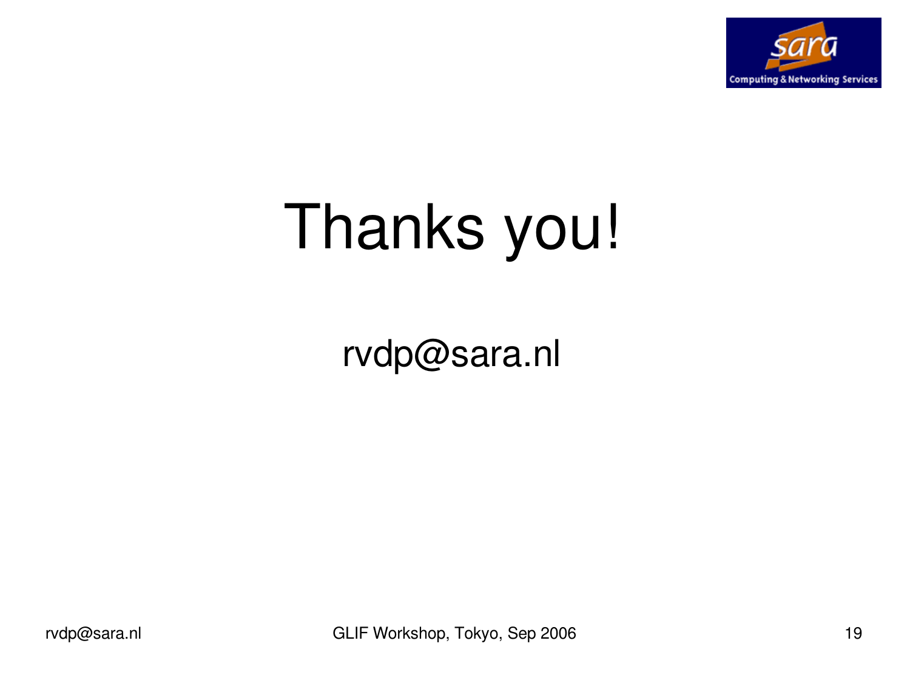# Thanks you!

rvdp@sara.nl